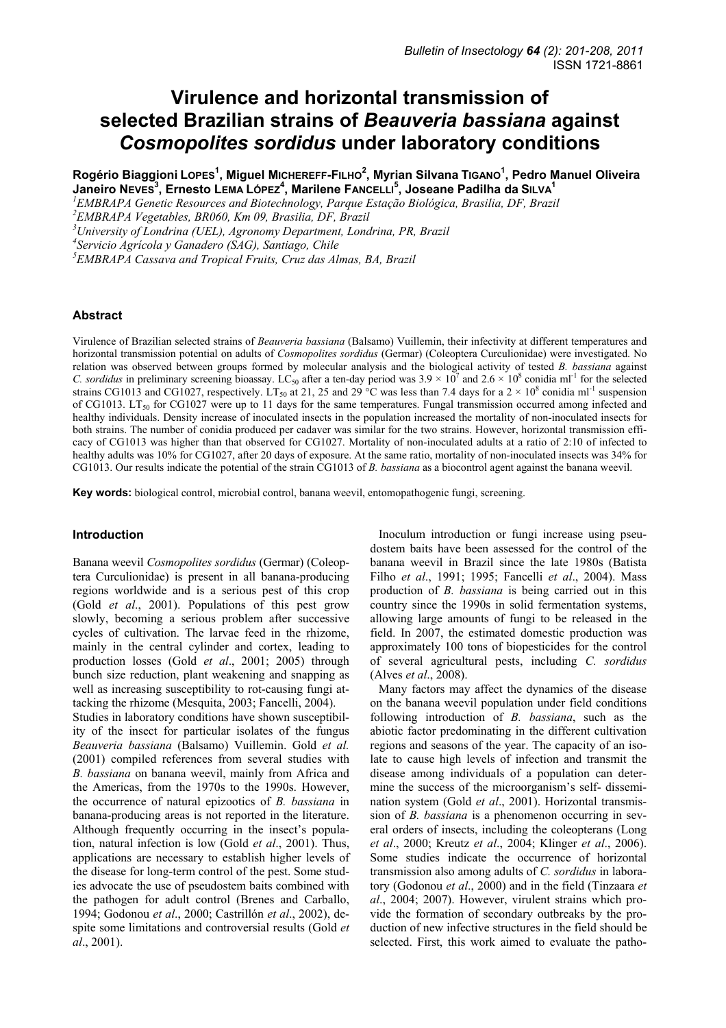# Virulence and horizontal transmission of selected Brazilian strains of *Beauveria bassiana* against *Cosmopolites sordidus* under laboratory conditions

**Rogério Biaggioni Lopes[1], Miguel Michereff-Filho[2], Myrian Silvana Tigano[1], Pedro Manuel Oliveira Janeiro Neves[3], Ernesto Lema López[4], Marilene Fancelli[5], Joseane Padilha da Silva[1]**

[1]EMBRAPA Genetic Resources and Biotechnology, Parque Estação Biológica, Brasilia, DF, Brazil
[2]EMBRAPA Vegetables, BR060, Km 09, Brasilia, DF, Brazil
[3]University of Londrina (UEL), Agronomy Department, Londrina, PR, Brazil
[4]Servicio Agrícola y Ganadero (SAG), Santiago, Chile
[5]EMBRAPA Cassava and Tropical Fruits, Cruz das Almas, BA, Brazil

## Abstract

Virulence of Brazilian selected strains of *Beauveria bassiana* (Balsamo) Vuillemin, their infectivity at different temperatures and horizontal transmission potential on adults of *Cosmopolites sordidus* (Germar) (Coleoptera Curculionidae) were investigated. No relation was observed between groups formed by molecular analysis and the biological activity of tested *B. bassiana* against *C. sordidus* in preliminary screening bioassay. $LC_{50}$ after a ten-day period was $3.9 \times 10^7$ and $2.6 \times 10^8$ conidia ml$^{-1}$ for the selected strains CG1013 and CG1027, respectively. $LT_{50}$ at 21, 25 and 29 °C was less than 7.4 days for a $2 \times 10^8$ conidia ml$^{-1}$ suspension of CG1013. $LT_{50}$ for CG1027 were up to 11 days for the same temperatures. Fungal transmission occurred among infected and healthy individuals. Density increase of inoculated insects in the population increased the mortality of non-inoculated insects for both strains. The number of conidia produced per cadaver was similar for the two strains. However, horizontal transmission efficacy of CG1013 was higher than that observed for CG1027. Mortality of non-inoculated adults at a ratio of 2:10 of infected to healthy adults was 10% for CG1027, after 20 days of exposure. At the same ratio, mortality of non-inoculated insects was 34% for CG1013. Our results indicate the potential of the strain CG1013 of *B. bassiana* as a biocontrol agent against the banana weevil.

**Key words:** biological control, microbial control, banana weevil, entomopathogenic fungi, screening.

## Introduction

Banana weevil *Cosmopolites sordidus* (Germar) (Coleoptera Curculionidae) is present in all banana-producing regions worldwide and is a serious pest of this crop (Gold *et al*., 2001). Populations of this pest grow slowly, becoming a serious problem after successive cycles of cultivation. The larvae feed in the rhizome, mainly in the central cylinder and cortex, leading to production losses (Gold *et al*., 2001; 2005) through bunch size reduction, plant weakening and snapping as well as increasing susceptibility to rot-causing fungi attacking the rhizome (Mesquita, 2003; Fancelli, 2004).

Studies in laboratory conditions have shown susceptibility of the insect for particular isolates of the fungus *Beauveria bassiana* (Balsamo) Vuillemin. Gold *et al.* (2001) compiled references from several studies with *B. bassiana* on banana weevil, mainly from Africa and the Americas, from the 1970s to the 1990s. However, the occurrence of natural epizootics of *B. bassiana* in banana-producing areas is not reported in the literature. Although frequently occurring in the insect's population, natural infection is low (Gold *et al*., 2001). Thus, applications are necessary to establish higher levels of the disease for long-term control of the pest. Some studies advocate the use of pseudostem baits combined with the pathogen for adult control (Brenes and Carballo, 1994; Godonou *et al*., 2000; Castrillón *et al*., 2002), despite some limitations and controversial results (Gold *et al*., 2001).

Inoculum introduction or fungi increase using pseudostem baits have been assessed for the control of the banana weevil in Brazil since the late 1980s (Batista Filho *et al*., 1991; 1995; Fancelli *et al*., 2004). Mass production of *B. bassiana* is being carried out in this country since the 1990s in solid fermentation systems, allowing large amounts of fungi to be released in the field. In 2007, the estimated domestic production was approximately 100 tons of biopesticides for the control of several agricultural pests, including *C. sordidus* (Alves *et al*., 2008).

Many factors may affect the dynamics of the disease on the banana weevil population under field conditions following introduction of *B. bassiana*, such as the abiotic factor predominating in the different cultivation regions and seasons of the year. The capacity of an isolate to cause high levels of infection and transmit the disease among individuals of a population can determine the success of the microorganism's self- dissemination system (Gold *et al*., 2001). Horizontal transmission of *B. bassiana* is a phenomenon occurring in several orders of insects, including the coleopterans (Long *et al*., 2000; Kreutz *et al*., 2004; Klinger *et al*., 2006). Some studies indicate the occurrence of horizontal transmission also among adults of *C. sordidus* in laboratory (Godonou *et al*., 2000) and in the field (Tinzaara *et al*., 2004; 2007). However, virulent strains which provide the formation of secondary outbreaks by the production of new infective structures in the field should be selected. First, this work aimed to evaluate the patho-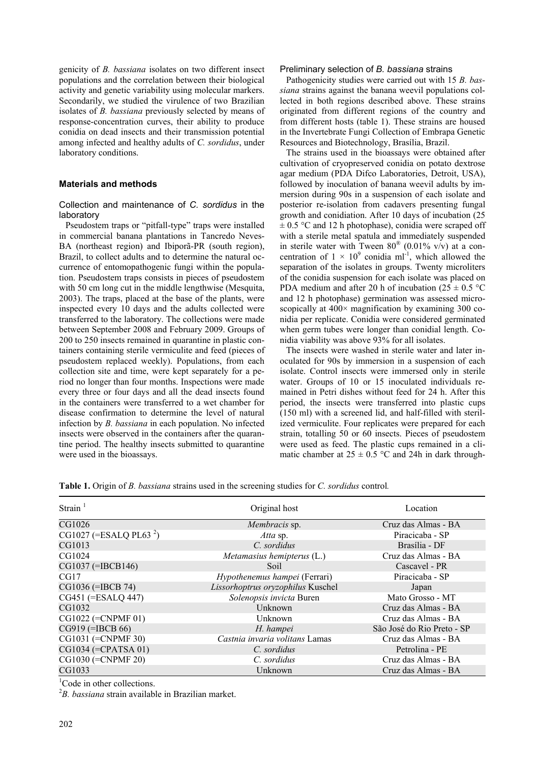genicity of *B. bassiana* isolates on two different insect populations and the correlation between their biological activity and genetic variability using molecular markers. Secondarily, we studied the virulence of two Brazilian isolates of *B. bassiana* previously selected by means of response-concentration curves, their ability to produce conidia on dead insects and their transmission potential among infected and healthy adults of *C. sordidus*, under laboratory conditions.

## Materials and methods

### Collection and maintenance of *C. sordidus* in the laboratory

Pseudostem traps or "pitfall-type" traps were installed in commercial banana plantations in Tancredo Neves-BA (northeast region) and Ibiporã-PR (south region), Brazil, to collect adults and to determine the natural occurrence of entomopathogenic fungi within the population. Pseudostem traps consists in pieces of pseudostem with 50 cm long cut in the middle lengthwise (Mesquita, 2003). The traps, placed at the base of the plants, were inspected every 10 days and the adults collected were transferred to the laboratory. The collections were made between September 2008 and February 2009. Groups of 200 to 250 insects remained in quarantine in plastic containers containing sterile vermiculite and feed (pieces of pseudostem replaced weekly). Populations, from each collection site and time, were kept separately for a period no longer than four months. Inspections were made every three or four days and all the dead insects found in the containers were transferred to a wet chamber for disease confirmation to determine the level of natural infection by *B. bassiana* in each population. No infected insects were observed in the containers after the quarantine period. The healthy insects submitted to quarantine were used in the bioassays.

### Preliminary selection of *B. bassiana* strains

Pathogenicity studies were carried out with 15 *B. bassiana* strains against the banana weevil populations collected in both regions described above. These strains originated from different regions of the country and from different hosts (table 1). These strains are housed in the Invertebrate Fungi Collection of Embrapa Genetic Resources and Biotechnology, Brasília, Brazil.

The strains used in the bioassays were obtained after cultivation of cryopreserved conidia on potato dextrose agar medium (PDA Difco Laboratories, Detroit, USA), followed by inoculation of banana weevil adults by immersion during 90s in a suspension of each isolate and posterior re-isolation from cadavers presenting fungal growth and conidiation. After 10 days of incubation (25 ± 0.5 °C and 12 h photophase), conidia were scraped off with a sterile metal spatula and immediately suspended in sterile water with Tween 80® (0.01% v/v) at a concentration of $1 \times 10^9$ conidia ml$^{-1}$, which allowed the separation of the isolates in groups. Twenty microliters of the conidia suspension for each isolate was placed on PDA medium and after 20 h of incubation (25 ± 0.5 °C and 12 h photophase) germination was assessed microscopically at 400× magnification by examining 300 conidia per replicate. Conidia were considered germinated when germ tubes were longer than conidial length. Conidia viability was above 93% for all isolates.

The insects were washed in sterile water and later inoculated for 90s by immersion in a suspension of each isolate. Control insects were immersed only in sterile water. Groups of 10 or 15 inoculated individuals remained in Petri dishes without feed for 24 h. After this period, the insects were transferred into plastic cups (150 ml) with a screened lid, and half-filled with sterilized vermiculite. Four replicates were prepared for each strain, totalling 50 or 60 insects. Pieces of pseudostem were used as feed. The plastic cups remained in a climatic chamber at 25 ± 0.5 °C and 24h in dark through-

**Table 1.** Origin of *B. bassiana* strains used in the screening studies for *C. sordidus* control.

| Strain [1] | Original host | Location |
|---|---|---|
| CG1026 | *Membracis* sp. | Cruz das Almas - BA |
| CG1027 (=ESALQ PL63 [2]) | *Atta* sp. | Piracicaba - SP |
| CG1013 | *C. sordidus* | Brasília - DF |
| CG1024 | *Metamasius hemipterus* (L.) | Cruz das Almas - BA |
| CG1037 (=IBCB146) | Soil | Cascavel - PR |
| CG17 | *Hypothenemus hampei* (Ferrari) | Piracicaba - SP |
| CG1036 (=IBCB 74) | *Lissorhoptrus oryzophilus* Kuschel | Japan |
| CG451 (=ESALQ 447) | *Solenopsis invicta* Buren | Mato Grosso - MT |
| CG1032 | Unknown | Cruz das Almas - BA |
| CG1022 (=CNPMF 01) | Unknown | Cruz das Almas - BA |
| CG919 (=IBCB 66) | *H. hampei* | São José do Rio Preto - SP |
| CG1031 (=CNPMF 30) | *Castnia invaria volitans* Lamas | Cruz das Almas - BA |
| CG1034 (=CPATSA 01) | *C. sordidus* | Petrolina - PE |
| CG1030 (=CNPMF 20) | *C. sordidus* | Cruz das Almas - BA |
| CG1033 | Unknown | Cruz das Almas - BA |

[1]Code in other collections.
[2]*B. bassiana* strain available in Brazilian market.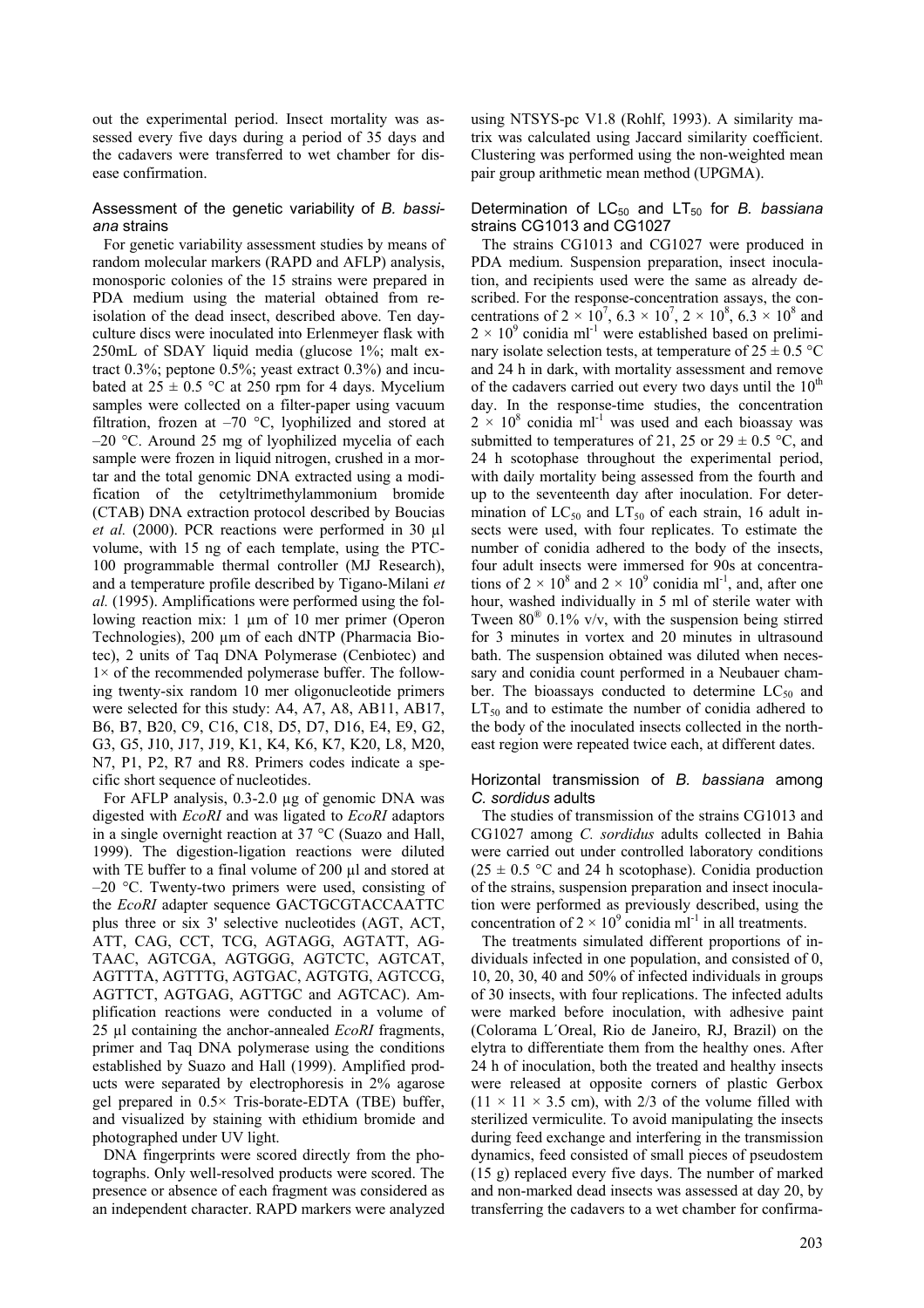out the experimental period. Insect mortality was assessed every five days during a period of 35 days and the cadavers were transferred to wet chamber for disease confirmation.

### Assessment of the genetic variability of *B. bassiana* strains

For genetic variability assessment studies by means of random molecular markers (RAPD and AFLP) analysis, monosporic colonies of the 15 strains were prepared in PDA medium using the material obtained from re-isolation of the dead insect, described above. Ten day-culture discs were inoculated into Erlenmeyer flask with 250mL of SDAY liquid media (glucose 1%; malt extract 0.3%; peptone 0.5%; yeast extract 0.3%) and incubated at 25 ± 0.5 °C at 250 rpm for 4 days. Mycelium samples were collected on a filter-paper using vacuum filtration, frozen at –70 °C, lyophilized and stored at –20 °C. Around 25 mg of lyophilized mycelia of each sample were frozen in liquid nitrogen, crushed in a mortar and the total genomic DNA extracted using a modification of the cetyltrimethylammonium bromide (CTAB) DNA extraction protocol described by Boucias *et al.* (2000). PCR reactions were performed in 30 µl volume, with 15 ng of each template, using the PTC-100 programmable thermal controller (MJ Research), and a temperature profile described by Tigano-Milani *et al.* (1995). Amplifications were performed using the following reaction mix: 1 µm of 10 mer primer (Operon Technologies), 200 µm of each dNTP (Pharmacia Biotec), 2 units of Taq DNA Polymerase (Cenbiotec) and 1× of the recommended polymerase buffer. The following twenty-six random 10 mer oligonucleotide primers were selected for this study: A4, A7, A8, AB11, AB17, B6, B7, B20, C9, C16, C18, D5, D7, D16, E4, E9, G2, G3, G5, J10, J17, J19, K1, K4, K6, K7, K20, L8, M20, N7, P1, P2, R7 and R8. Primers codes indicate a specific short sequence of nucleotides.

For AFLP analysis, 0.3-2.0 µg of genomic DNA was digested with *EcoRI* and was ligated to *EcoRI* adaptors in a single overnight reaction at 37 °C (Suazo and Hall, 1999). The digestion-ligation reactions were diluted with TE buffer to a final volume of 200 µl and stored at –20 °C. Twenty-two primers were used, consisting of the *EcoRI* adapter sequence GACTGCGTACCAATTC plus three or six 3' selective nucleotides (AGT, ACT, ATT, CAG, CCT, TCG, AGTAGG, AGTATT, AGTAAC, AGTCGA, AGTGGG, AGTCTC, AGTCAT, AGTTTA, AGTTTG, AGTGAC, AGTGTG, AGTCCG, AGTTCT, AGTGAG, AGTTGC and AGTCAC). Amplification reactions were conducted in a volume of 25 µl containing the anchor-annealed *EcoRI* fragments, primer and Taq DNA polymerase using the conditions established by Suazo and Hall (1999). Amplified products were separated by electrophoresis in 2% agarose gel prepared in 0.5× Tris-borate-EDTA (TBE) buffer, and visualized by staining with ethidium bromide and photographed under UV light.

DNA fingerprints were scored directly from the photographs. Only well-resolved products were scored. The presence or absence of each fragment was considered as an independent character. RAPD markers were analyzed using NTSYS-pc V1.8 (Rohlf, 1993). A similarity matrix was calculated using Jaccard similarity coefficient. Clustering was performed using the non-weighted mean pair group arithmetic mean method (UPGMA).

### Determination of $LC_{50}$ and $LT_{50}$ for *B. bassiana* strains CG1013 and CG1027

The strains CG1013 and CG1027 were produced in PDA medium. Suspension preparation, insect inoculation, and recipients used were the same as already described. For the response-concentration assays, the concentrations of $2 \times 10^7$, $6.3 \times 10^7$, $2 \times 10^8$, $6.3 \times 10^8$ and $2 \times 10^9$ conidia $ml^{-1}$ were established based on preliminary isolate selection tests, at temperature of 25 ± 0.5 °C and 24 h in dark, with mortality assessment and remove of the cadavers carried out every two days until the 10th day. In the response-time studies, the concentration $2 \times 10^8$ conidia $ml^{-1}$ was used and each bioassay was submitted to temperatures of 21, 25 or 29 ± 0.5 °C, and 24 h scotophase throughout the experimental period, with daily mortality being assessed from the fourth and up to the seventeenth day after inoculation. For determination of $LC_{50}$ and $LT_{50}$ of each strain, 16 adult insects were used, with four replicates. To estimate the number of conidia adhered to the body of the insects, four adult insects were immersed for 90s at concentrations of $2 \times 10^8$ and $2 \times 10^9$ conidia $ml^{-1}$, and, after one hour, washed individually in 5 ml of sterile water with Tween 80® 0.1% v/v, with the suspension being stirred for 3 minutes in vortex and 20 minutes in ultrasound bath. The suspension obtained was diluted when necessary and conidia count performed in a Neubauer chamber. The bioassays conducted to determine $LC_{50}$ and $LT_{50}$ and to estimate the number of conidia adhered to the body of the inoculated insects collected in the northeast region were repeated twice each, at different dates.

### Horizontal transmission of *B. bassiana* among *C. sordidus* adults

The studies of transmission of the strains CG1013 and CG1027 among *C. sordidus* adults collected in Bahia were carried out under controlled laboratory conditions (25 ± 0.5 °C and 24 h scotophase). Conidia production of the strains, suspension preparation and insect inoculation were performed as previously described, using the concentration of $2 \times 10^9$ conidia $ml^{-1}$ in all treatments.

The treatments simulated different proportions of individuals infected in one population, and consisted of 0, 10, 20, 30, 40 and 50% of infected individuals in groups of 30 insects, with four replications. The infected adults were marked before inoculation, with adhesive paint (Colorama L´Oreal, Rio de Janeiro, RJ, Brazil) on the elytra to differentiate them from the healthy ones. After 24 h of inoculation, both the treated and healthy insects were released at opposite corners of plastic Gerbox (11 × 11 × 3.5 cm), with 2/3 of the volume filled with sterilized vermiculite. To avoid manipulating the insects during feed exchange and interfering in the transmission dynamics, feed consisted of small pieces of pseudostem (15 g) replaced every five days. The number of marked and non-marked dead insects was assessed at day 20, by transferring the cadavers to a wet chamber for confirma-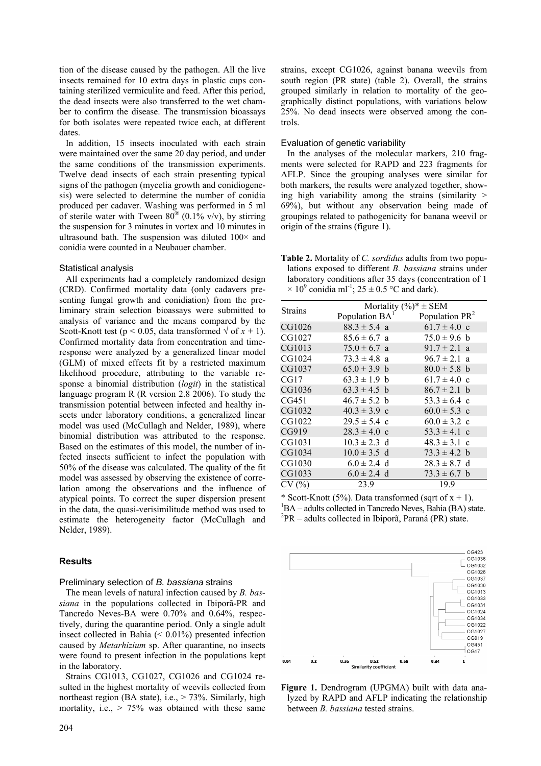tion of the disease caused by the pathogen. All the live insects remained for 10 extra days in plastic cups containing sterilized vermiculite and feed. After this period, the dead insects were also transferred to the wet chamber to confirm the disease. The transmission bioassays for both isolates were repeated twice each, at different dates.

In addition, 15 insects inoculated with each strain were maintained over the same 20 day period, and under the same conditions of the transmission experiments. Twelve dead insects of each strain presenting typical signs of the pathogen (mycelia growth and conidiogenesis) were selected to determine the number of conidia produced per cadaver. Washing was performed in 5 ml of sterile water with Tween 80® (0.1% v/v), by stirring the suspension for 3 minutes in vortex and 10 minutes in ultrasound bath. The suspension was diluted 100× and conidia were counted in a Neubauer chamber.

### Statistical analysis

All experiments had a completely randomized design (CRD). Confirmed mortality data (only cadavers presenting fungal growth and conidiation) from the preliminary strain selection bioassays were submitted to analysis of variance and the means compared by the Scott-Knott test ($p < 0.05$, data transformed $\sqrt{x + 1}$). Confirmed mortality data from concentration and time-response were analyzed by a generalized linear model (GLM) of mixed effects fit by a restricted maximum likelihood procedure, attributing to the variable response a binomial distribution (*logit*) in the statistical language program R (R version 2.8 2006). To study the transmission potential between infected and healthy insects under laboratory conditions, a generalized linear model was used (McCullagh and Nelder, 1989), where binomial distribution was attributed to the response. Based on the estimates of this model, the number of infected insects sufficient to infect the population with 50% of the disease was calculated. The quality of the fit model was assessed by observing the existence of correlation among the observations and the influence of atypical points. To correct the super dispersion present in the data, the quasi-verisimilitude method was used to estimate the heterogeneity factor (McCullagh and Nelder, 1989).

## Results

### Preliminary selection of *B. bassiana* strains

The mean levels of natural infection caused by *B. bassiana* in the populations collected in Ibiporã-PR and Tancredo Neves-BA were 0.70% and 0.64%, respectively, during the quarantine period. Only a single adult insect collected in Bahia (< 0.01%) presented infection caused by *Metarhizium* sp. After quarantine, no insects were found to present infection in the populations kept in the laboratory.

Strains CG1013, CG1027, CG1026 and CG1024 resulted in the highest mortality of weevils collected from northeast region (BA state), i.e., > 73%. Similarly, high mortality, i.e., > 75% was obtained with these same strains, except CG1026, against banana weevils from south region (PR state) (table 2). Overall, the strains grouped similarly in relation to mortality of the geographically distinct populations, with variations below 25%. No dead insects were observed among the controls.

### Evaluation of genetic variability

In the analyses of the molecular markers, 210 fragments were selected for RAPD and 223 fragments for AFLP. Since the grouping analyses were similar for both markers, the results were analyzed together, showing high variability among the strains (similarity > 69%), but without any observation being made of groupings related to pathogenicity for banana weevil or origin of the strains (figure 1).

**Table 2.** Mortality of *C. sordidus* adults from two populations exposed to different *B. bassiana* strains under laboratory conditions after 35 days (concentration of $1 \times 10^9$ conidia ml$^{-1}$; $25 \pm 0.5$ °C and dark).

| Strains | Mortality (%)* ± SEM | |
|---|---|---|
| | Population BA[1] | Population PR[2] |
| CG1026 | 88.3 ± 5.4 a | 61.7 ± 4.0 c |
| CG1027 | 85.6 ± 6.7 a | 75.0 ± 9.6 b |
| CG1013 | 75.0 ± 6.7 a | 91.7 ± 2.1 a |
| CG1024 | 73.3 ± 4.8 a | 96.7 ± 2.1 a |
| CG1037 | 65.0 ± 3.9 b | 80.0 ± 5.8 b |
| CG17 | 63.3 ± 1.9 b | 61.7 ± 4.0 c |
| CG1036 | 63.3 ± 4.5 b | 86.7 ± 2.1 b |
| CG451 | 46.7 ± 5.2 b | 53.3 ± 6.4 c |
| CG1032 | 40.3 ± 3.9 c | 60.0 ± 5.3 c |
| CG1022 | 29.5 ± 5.4 c | 60.0 ± 3.2 c |
| CG919 | 28.3 ± 4.0 c | 53.3 ± 4.1 c |
| CG1031 | 10.3 ± 2.3 d | 48.3 ± 3.1 c |
| CG1034 | 10.0 ± 3.5 d | 73.3 ± 4.2 b |
| CG1030 | 6.0 ± 2.4 d | 28.3 ± 8.7 d |
| CG1033 | 6.0 ± 2.4 d | 73.3 ± 6.7 b |
| CV (%) | 23.9 | 19.9 |

* Scott-Knott (5%). Data transformed (sqrt of x + 1).
[1]BA – adults collected in Tancredo Neves, Bahia (BA) state.
[2]PR – adults collected in Ibiporã, Paraná (PR) state.

**Figure 1.** Dendrogram (UPGMA) built with data analyzed by RAPD and AFLP indicating the relationship between *B. bassiana* tested strains.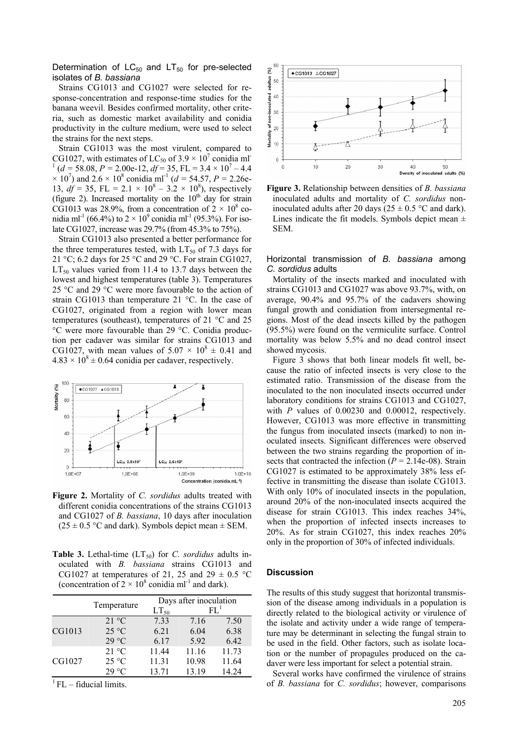### Determination of $LC_{50}$ and $LT_{50}$ for pre-selected isolates of *B. bassiana*

Strains CG1013 and CG1027 were selected for response-concentration and response-time studies for the banana weevil. Besides confirmed mortality, other criteria, such as domestic market availability and conidia productivity in the culture medium, were used to select the strains for the next steps.

Strain CG1013 was the most virulent, compared to CG1027, with estimates of $LC_{50}$ of $3.9 \times 10^7$ conidia ml$^{-1}$ ($d$ = 58.08, $P$ = 2.00e-12, $df$ = 35, FL = $3.4 \times 10^7$ – $4.4 \times 10^7$) and $2.6 \times 10^8$ conidia ml$^{-1}$ ($d$ = 54.57, $P$ = 2.26e-13, $df$ = 35, FL = $2.1 \times 10^8$ – $3.2 \times 10^8$), respectively (figure 2). Increased mortality on the 10$^{th}$ day for strain CG1013 was 28.9%, from a concentration of $2 \times 10^8$ conidia ml$^{-1}$ (66.4%) to $2 \times 10^9$ conidia ml$^{-1}$ (95.3%). For isolate CG1027, increase was 29.7% (from 45.3% to 75%).

Strain CG1013 also presented a better performance for the three temperatures tested, with $LT_{50}$ of 7.3 days for 21 °C; 6.2 days for 25 °C and 29 °C. For strain CG1027, $LT_{50}$ values varied from 11.4 to 13.7 days between the lowest and highest temperatures (table 3). Temperatures 25 °C and 29 °C were more favourable to the action of strain CG1013 than temperature 21 °C. In the case of CG1027, originated from a region with lower mean temperatures (southeast), temperatures of 21 °C and 25 °C were more favourable than 29 °C. Conidia production per cadaver was similar for strains CG1013 and CG1027, with mean values of $5.07 \times 10^8 \pm 0.41$ and $4.83 \times 10^8 \pm 0.64$ conidia per cadaver, respectively.

**Figure 2.** Mortality of *C. sordidus* adults treated with different conidia concentrations of the strains CG1013 and CG1027 of *B. bassiana*, 10 days after inoculation (25 ± 0.5 °C and dark). Symbols depict mean ± SEM.

**Table 3.** Lethal-time ($LT_{50}$) for *C. sordidus* adults inoculated with *B. bassiana* strains CG1013 and CG1027 at temperatures of 21, 25 and 29 ± 0.5 °C (concentration of $2 \times 10^8$ conidia ml$^{-1}$ and dark).

| | Temperature | Days after inoculation | | |
|---|---|---|---|---|
| | | $LT_{50}$ | FL[1] | |
| CG1013 | 21 °C | 7.33 | 7.16 | 7.50 |
| | 25 °C | 6.21 | 6.04 | 6.38 |
| | 29 °C | 6.17 | 5.92 | 6.42 |
| CG1027 | 21 °C | 11.44 | 11.16 | 11.73 |
| | 25 °C | 11.31 | 10.98 | 11.64 |
| | 29 °C | 13.71 | 13.19 | 14.24 |

[1] FL – fiducial limits.

**Figure 3.** Relationship between densities of *B. bassiana* inoculated adults and mortality of *C. sordidus* non-inoculated adults after 20 days (25 ± 0.5 °C and dark). Lines indicate the fit models. Symbols depict mean ± SEM.

### Horizontal transmission of *B. bassiana* among *C. sordidus* adults

Mortality of the insects marked and inoculated with strains CG1013 and CG1027 was above 93.7%, with, on average, 90.4% and 95.7% of the cadavers showing fungal growth and conidiation from intersegmental regions. Most of the dead insects killed by the pathogen (95.5%) were found on the vermiculite surface. Control mortality was below 5.5% and no dead control insect showed mycosis.

Figure 3 shows that both linear models fit well, because the ratio of infected insects is very close to the estimated ratio. Transmission of the disease from the inoculated to the non inoculated insects occurred under laboratory conditions for strains CG1013 and CG1027, with $P$ values of 0.00230 and 0.00012, respectively. However, CG1013 was more effective in transmitting the fungus from inoculated insects (marked) to non inoculated insects. Significant differences were observed between the two strains regarding the proportion of insects that contracted the infection ($P$ = 2.14e-08). Strain CG1027 is estimated to be approximately 38% less effective in transmitting the disease than isolate CG1013. With only 10% of inoculated insects in the population, around 20% of the non-inoculated insects acquired the disease for strain CG1013. This index reaches 34%, when the proportion of infected insects increases to 20%. As for strain CG1027, this index reaches 20% only in the proportion of 30% of infected individuals.

## Discussion

The results of this study suggest that horizontal transmission of the disease among individuals in a population is directly related to the biological activity or virulence of the isolate and activity under a wide range of temperature may be determinant in selecting the fungal strain to be used in the field. Other factors, such as isolate location or the number of propagules produced on the cadaver were less important for select a potential strain.

Several works have confirmed the virulence of strains of *B. bassiana* for *C. sordidus*; however, comparisons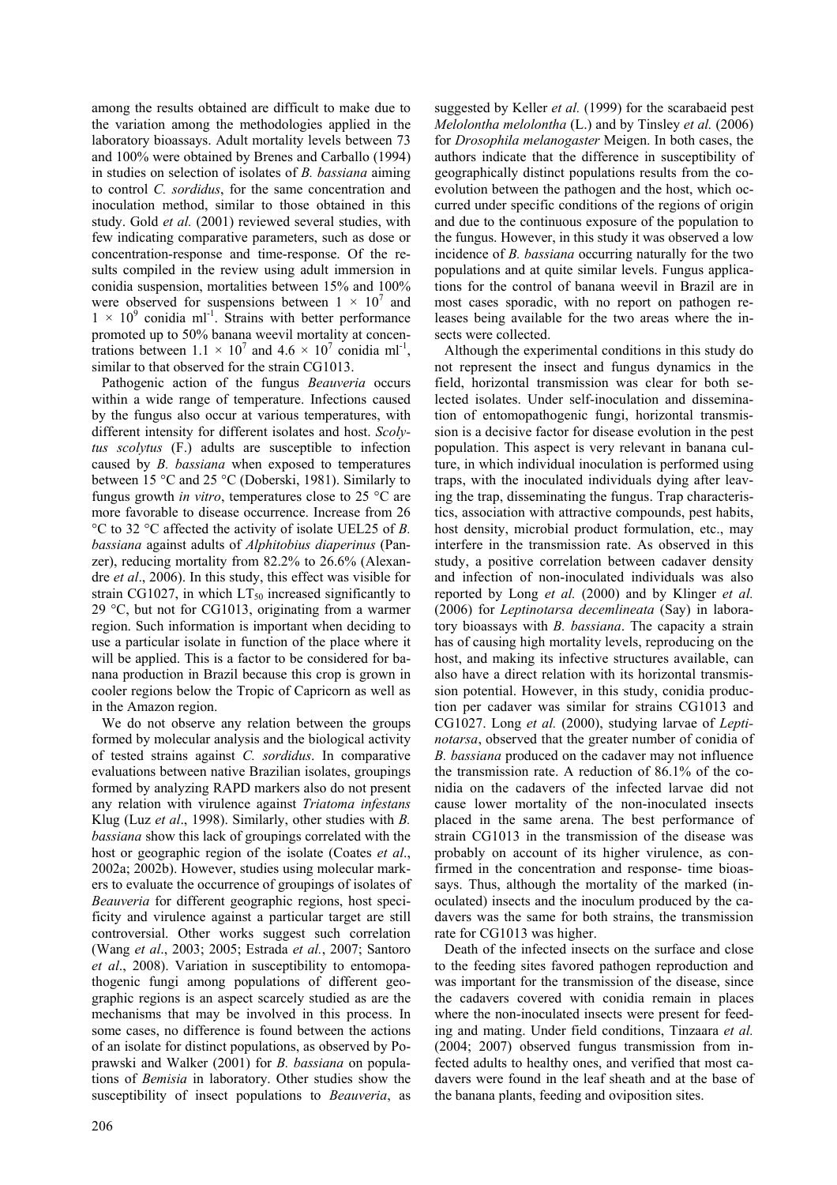among the results obtained are difficult to make due to the variation among the methodologies applied in the laboratory bioassays. Adult mortality levels between 73 and 100% were obtained by Brenes and Carballo (1994) in studies on selection of isolates of *B. bassiana* aiming to control *C. sordidus*, for the same concentration and inoculation method, similar to those obtained in this study. Gold *et al.* (2001) reviewed several studies, with few indicating comparative parameters, such as dose or concentration-response and time-response. Of the results compiled in the review using adult immersion in conidia suspension, mortalities between 15% and 100% were observed for suspensions between $1 \times 10^7$ and $1 \times 10^9$ conidia ml$^{-1}$. Strains with better performance promoted up to 50% banana weevil mortality at concentrations between $1.1 \times 10^7$ and $4.6 \times 10^7$ conidia ml$^{-1}$, similar to that observed for the strain CG1013.

Pathogenic action of the fungus *Beauveria* occurs within a wide range of temperature. Infections caused by the fungus also occur at various temperatures, with different intensity for different isolates and host. *Scolytus scolytus* (F.) adults are susceptible to infection caused by *B. bassiana* when exposed to temperatures between 15 °C and 25 °C (Doberski, 1981). Similarly to fungus growth *in vitro*, temperatures close to 25 °C are more favorable to disease occurrence. Increase from 26 °C to 32 °C affected the activity of isolate UEL25 of *B. bassiana* against adults of *Alphitobius diaperinus* (Panzer), reducing mortality from 82.2% to 26.6% (Alexandre *et al*., 2006). In this study, this effect was visible for strain CG1027, in which $LT_{50}$ increased significantly to 29 °C, but not for CG1013, originating from a warmer region. Such information is important when deciding to use a particular isolate in function of the place where it will be applied. This is a factor to be considered for banana production in Brazil because this crop is grown in cooler regions below the Tropic of Capricorn as well as in the Amazon region.

We do not observe any relation between the groups formed by molecular analysis and the biological activity of tested strains against *C. sordidus*. In comparative evaluations between native Brazilian isolates, groupings formed by analyzing RAPD markers also do not present any relation with virulence against *Triatoma infestans* Klug (Luz *et al*., 1998). Similarly, other studies with *B. bassiana* show this lack of groupings correlated with the host or geographic region of the isolate (Coates *et al*., 2002a; 2002b). However, studies using molecular markers to evaluate the occurrence of groupings of isolates of *Beauveria* for different geographic regions, host specificity and virulence against a particular target are still controversial. Other works suggest such correlation (Wang *et al*., 2003; 2005; Estrada *et al.*, 2007; Santoro *et al*., 2008). Variation in susceptibility to entomopathogenic fungi among populations of different geographic regions is an aspect scarcely studied as are the mechanisms that may be involved in this process. In some cases, no difference is found between the actions of an isolate for distinct populations, as observed by Poprawski and Walker (2001) for *B. bassiana* on populations of *Bemisia* in laboratory. Other studies show the susceptibility of insect populations to *Beauveria*, as suggested by Keller *et al.* (1999) for the scarabaeid pest *Melolontha melolontha* (L.) and by Tinsley *et al.* (2006) for *Drosophila melanogaster* Meigen. In both cases, the authors indicate that the difference in susceptibility of geographically distinct populations results from the co-evolution between the pathogen and the host, which occurred under specific conditions of the regions of origin and due to the continuous exposure of the population to the fungus. However, in this study it was observed a low incidence of *B. bassiana* occurring naturally for the two populations and at quite similar levels. Fungus applications for the control of banana weevil in Brazil are in most cases sporadic, with no report on pathogen releases being available for the two areas where the insects were collected.

Although the experimental conditions in this study do not represent the insect and fungus dynamics in the field, horizontal transmission was clear for both selected isolates. Under self-inoculation and dissemination of entomopathogenic fungi, horizontal transmission is a decisive factor for disease evolution in the pest population. This aspect is very relevant in banana culture, in which individual inoculation is performed using traps, with the inoculated individuals dying after leaving the trap, disseminating the fungus. Trap characteristics, association with attractive compounds, pest habits, host density, microbial product formulation, etc., may interfere in the transmission rate. As observed in this study, a positive correlation between cadaver density and infection of non-inoculated individuals was also reported by Long *et al.* (2000) and by Klinger *et al.* (2006) for *Leptinotarsa decemlineata* (Say) in laboratory bioassays with *B. bassiana*. The capacity a strain has of causing high mortality levels, reproducing on the host, and making its infective structures available, can also have a direct relation with its horizontal transmission potential. However, in this study, conidia production per cadaver was similar for strains CG1013 and CG1027. Long *et al.* (2000), studying larvae of *Leptinotarsa*, observed that the greater number of conidia of *B. bassiana* produced on the cadaver may not influence the transmission rate. A reduction of 86.1% of the conidia on the cadavers of the infected larvae did not cause lower mortality of the non-inoculated insects placed in the same arena. The best performance of strain CG1013 in the transmission of the disease was probably on account of its higher virulence, as confirmed in the concentration and response- time bioassays. Thus, although the mortality of the marked (inoculated) insects and the inoculum produced by the cadavers was the same for both strains, the transmission rate for CG1013 was higher.

Death of the infected insects on the surface and close to the feeding sites favored pathogen reproduction and was important for the transmission of the disease, since the cadavers covered with conidia remain in places where the non-inoculated insects were present for feeding and mating. Under field conditions, Tinzaara *et al.* (2004; 2007) observed fungus transmission from infected adults to healthy ones, and verified that most cadavers were found in the leaf sheath and at the base of the banana plants, feeding and oviposition sites.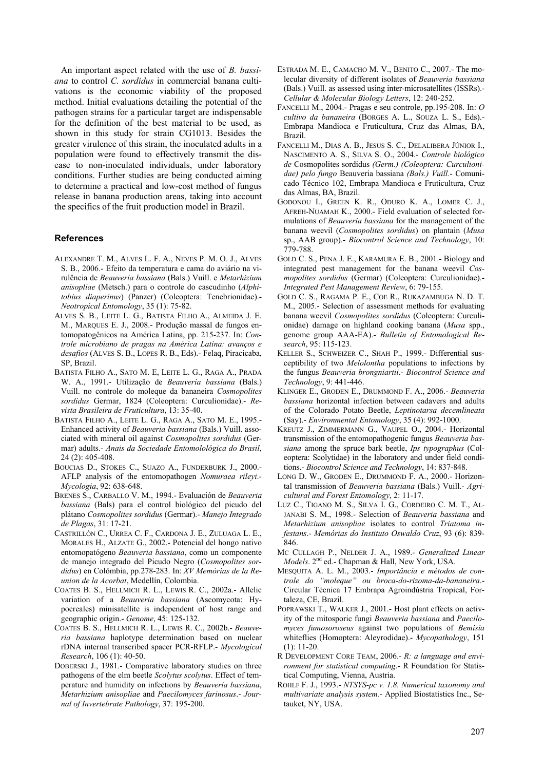An important aspect related with the use of *B. bassiana* to control *C. sordidus* in commercial banana cultivations is the economic viability of the proposed method. Initial evaluations detailing the potential of the pathogen strains for a particular target are indispensable for the definition of the best material to be used, as shown in this study for strain CG1013. Besides the greater virulence of this strain, the inoculated adults in a population were found to effectively transmit the disease to non-inoculated individuals, under laboratory conditions. Further studies are being conducted aiming to determine a practical and low-cost method of fungus release in banana production areas, taking into account the specifics of the fruit production model in Brazil.

## References

ALEXANDRE T. M., ALVES L. F. A., NEVES P. M. O. J., ALVES S. B., 2006.- Efeito da temperatura e cama do aviário na virulência de *Beauveria bassiana* (Bals.) Vuill. e *Metarhizium anisopliae* (Metsch.) para o controle do cascudinho (*Alphitobius diaperinus*) (Panzer) (Coleoptera: Tenebrionidae).- *Neotropical Entomology*, 35 (1): 75-82.

ALVES S. B., LEITE L. G., BATISTA FILHO A., ALMEIDA J. E. M., MARQUES E. J., 2008.- Produção massal de fungos entomopatogênicos na América Latina, pp. 215-237. In: *Controle microbiano de pragas na América Latina: avanços e desafios* (ALVES S. B., LOPES R. B., Eds).- Felaq, Piracicaba, SP, Brazil.

BATISTA FILHO A., SATO M. E., LEITE L. G., RAGA A., PRADA W. A., 1991.- Utilização de *Beauveria bassiana* (Bals.) Vuill. no controle do moleque da bananeira *Cosmopolites sordidus* Germar, 1824 (Coleoptera: Curculionidae).- *Revista Brasileira de Fruticultura*, 13: 35-40.

BATISTA FILHO A., LEITE L. G., RAGA A., SATO M. E., 1995.- Enhanced activity of *Beauveria bassiana* (Bals.) Vuill. associated with mineral oil against *Cosmopolites sordidus* (Germar) adults.- *Anais da Sociedade Entomolológica do Brasil*, 24 (2): 405-408.

BOUCIAS D., STOKES C., SUAZO A., FUNDERBURK J., 2000.- AFLP analysis of the entomopathogen *Nomuraea rileyi*.- *Mycologia*, 92: 638-648.

BRENES S., CARBALLO V. M., 1994.- Evaluación de *Beauveria bassiana* (Bals) para el control biológico del picudo del plátano *Cosmopolites sordidus* (Germar).- *Manejo Integrado de Plagas*, 31: 17-21.

CASTRILLÓN C., URREA C. F., CARDONA J. E., ZULUAGA L. E., MORALES H., ALZATE G., 2002.- Potencial del hongo nativo entomopatógeno *Beauveria bassiana*, como un componente de manejo integrado del Picudo Negro (*Cosmopolites sordidus*) en Colômbia, pp.278-283. In: *XV Memórias de la Reunion de la Acorbat*, Medellín, Colombia.

COATES B. S., HELLMICH R. L., LEWIS R. C., 2002a.- Allelic variation of a *Beauveria bassiana* (Ascomycota: Hypocreales) minisatellite is independent of host range and geographic origin.- *Genome*, 45: 125-132.

COATES B. S., HELLMICH R. L., LEWIS R. C., 2002b.- *Beauveria bassiana* haplotype determination based on nuclear rDNA internal transcribed spacer PCR-RFLP.- *Mycological Research*, 106 (1): 40-50.

DOBERSKI J., 1981.- Comparative laboratory studies on three pathogens of the elm beetle *Scolytus scolytus*. Effect of temperature and humidity on infections by *Beauveria bassiana*, *Metarhizium anisopliae* and *Paecilomyces farinosus*.- *Journal of Invertebrate Pathology*, 37: 195-200.

ESTRADA M. E., CAMACHO M. V., BENITO C., 2007.- The molecular diversity of different isolates of *Beauveria bassiana* (Bals.) Vuill. as assessed using inter-microsatellites (ISSRs).- *Cellular & Molecular Biology Letters*, 12: 240-252.

FANCELLI M., 2004.- Pragas e seu controle, pp.195-208. In: *O cultivo da bananeira* (BORGES A. L., SOUZA L. S., Eds).- Embrapa Mandioca e Fruticultura, Cruz das Almas, BA, Brazil.

FANCELLI M., DIAS A. B., JESUS S. C., DELALIBERA JÚNIOR I., NASCIMENTO A. S., SILVA S. O., 2004.- *Controle biológico de* Cosmopolites sordidus *(Germ.) (Coleoptera: Curculionidae) pelo fungo* Beauveria bassiana *(Bals.) Vuill.*- Comunicado Técnico 102, Embrapa Mandioca e Fruticultura, Cruz das Almas, BA, Brazil.

GODONOU I., GREEN K. R., ODURO K. A., LOMER C. J., AFREH-NUAMAH K., 2000.- Field evaluation of selected formulations of *Beauveria bassiana* for the management of the banana weevil (*Cosmopolites sordidus*) on plantain (*Musa* sp., AAB group).- *Biocontrol Science and Technology*, 10: 779-788.

GOLD C. S., PENA J. E., KARAMURA E. B., 2001.- Biology and integrated pest management for the banana weevil *Cosmopolites sordidus* (Germar) (Coleoptera: Curculionidae).- *Integrated Pest Management Review*, 6: 79-155.

GOLD C. S., RAGAMA P. E., COE R., RUKAZAMBUGA N. D. T. M., 2005.- Selection of assessment methods for evaluating banana weevil *Cosmopolites sordidus* (Coleoptera: Curculionidae) damage on highland cooking banana (*Musa* spp., genome group AAA-EA).- *Bulletin of Entomological Research*, 95: 115-123.

KELLER S., SCHWEIZER C., SHAH P., 1999.- Differential susceptibility of two *Melolontha* populations to infections by the fungus *Beauveria brongniartii*.- *Biocontrol Science and Technology*, 9: 441-446.

KLINGER E., GRODEN E., DRUMMOND F. A., 2006.- *Beauveria bassiana* horizontal infection between cadavers and adults of the Colorado Potato Beetle, *Leptinotarsa decemlineata* (Say).- *Environmental Entomology*, 35 (4): 992-1000.

KREUTZ J., ZIMMERMANN G., VAUPEL O., 2004.- Horizontal transmission of the entomopathogenic fungus *Beauveria bassiana* among the spruce bark beetle, *Ips typographus* (Coleoptera: Scolytidae) in the laboratory and under field conditions.- *Biocontrol Science and Technology*, 14: 837-848.

LONG D. W., GRODEN E., DRUMMOND F. A., 2000.- Horizontal transmission of *Beauveria bassiana* (Bals.) Vuill.- *Agricultural and Forest Entomology*, 2: 11-17.

LUZ C., TIGANO M. S., SILVA I. G., CORDEIRO C. M. T., ALJANABI S. M., 1998.- Selection of *Beauveria bassiana* and *Metarhizium anisopliae* isolates to control *Triatoma infestans*.- *Memórias do Instituto Oswaldo Cruz*, 93 (6): 839-846.

MC CULLAGH P., NELDER J. A., 1989.- *Generalized Linear Models*. 2nd ed.- Chapman & Hall, New York, USA.

MESQUITA A. L. M., 2003.- *Importância e métodos de controle do "moleque" ou broca-do-rizoma-da-bananeira*.- Circular Técnica 17 Embrapa Agroindústria Tropical, Fortaleza, CE, Brazil.

POPRAWSKI T., WALKER J., 2001.- Host plant effects on activity of the mitosporic fungi *Beauveria bassiana* and *Paecilomyces fumosoroseus* against two populations of *Bemisia* whiteflies (Homoptera: Aleyrodidae).- *Mycopathology*, 151 (1): 11-20.

R DEVELOPMENT CORE TEAM, 2006.- *R: a language and environment for statistical computing*.- R Foundation for Statistical Computing, Vienna, Austria.

ROHLF F. J., 1993.- *NTSYS-pc v. 1.8. Numerical taxonomy and multivariate analysis system*.- Applied Biostatistics Inc., Setauket, NY, USA.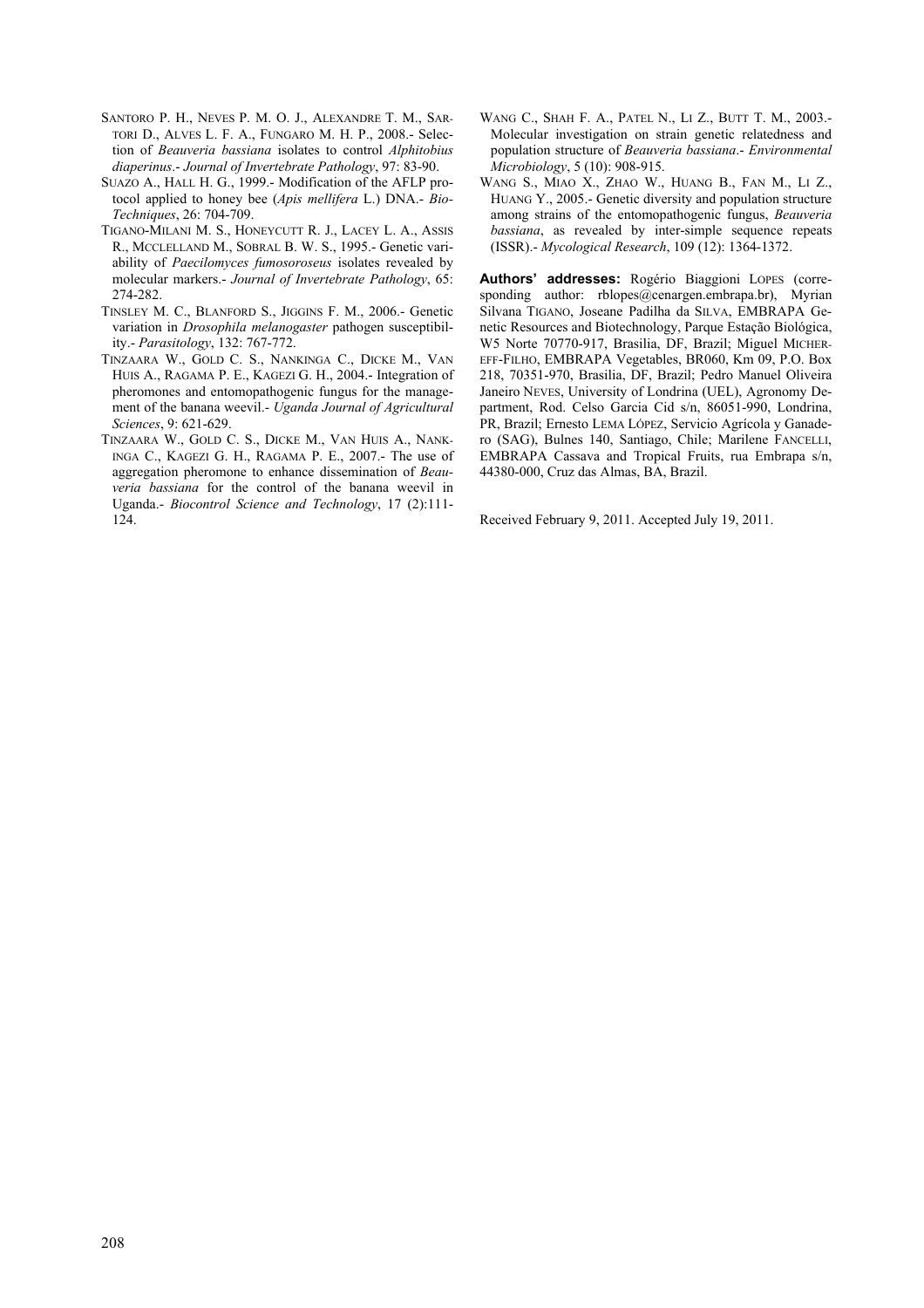SANTORO P. H., NEVES P. M. O. J., ALEXANDRE T. M., SARTORI D., ALVES L. F. A., FUNGARO M. H. P., 2008.- Selection of *Beauveria bassiana* isolates to control *Alphitobius diaperinus*.- *Journal of Invertebrate Pathology*, 97: 83-90.

SUAZO A., HALL H. G., 1999.- Modification of the AFLP protocol applied to honey bee (*Apis mellifera* L.) DNA.- *BioTechniques*, 26: 704-709.

TIGANO-MILANI M. S., HONEYCUTT R. J., LACEY L. A., ASSIS R., MCCLELLAND M., SOBRAL B. W. S., 1995.- Genetic variability of *Paecilomyces fumosoroseus* isolates revealed by molecular markers.- *Journal of Invertebrate Pathology*, 65: 274-282.

TINSLEY M. C., BLANFORD S., JIGGINS F. M., 2006.- Genetic variation in *Drosophila melanogaster* pathogen susceptibility.- *Parasitology*, 132: 767-772.

TINZAARA W., GOLD C. S., NANKINGA C., DICKE M., VAN HUIS A., RAGAMA P. E., KAGEZI G. H., 2004.- Integration of pheromones and entomopathogenic fungus for the management of the banana weevil.- *Uganda Journal of Agricultural Sciences*, 9: 621-629.

TINZAARA W., GOLD C. S., DICKE M., VAN HUIS A., NANKINGA C., KAGEZI G. H., RAGAMA P. E., 2007.- The use of aggregation pheromone to enhance dissemination of *Beauveria bassiana* for the control of the banana weevil in Uganda.- *Biocontrol Science and Technology*, 17 (2):111-124.

WANG C., SHAH F. A., PATEL N., LI Z., BUTT T. M., 2003.- Molecular investigation on strain genetic relatedness and population structure of *Beauveria bassiana*.- *Environmental Microbiology*, 5 (10): 908-915.

WANG S., MIAO X., ZHAO W., HUANG B., FAN M., LI Z., HUANG Y., 2005.- Genetic diversity and population structure among strains of the entomopathogenic fungus, *Beauveria bassiana*, as revealed by inter-simple sequence repeats (ISSR).- *Mycological Research*, 109 (12): 1364-1372.

**Authors' addresses:** Rogério Biaggioni LOPES (corresponding author: rblopes@cenargen.embrapa.br), Myrian Silvana TIGANO, Joseane Padilha da SILVA, EMBRAPA Genetic Resources and Biotechnology, Parque Estação Biológica, W5 Norte 70770-917, Brasilia, DF, Brazil; Miguel MICHEREFF-FILHO, EMBRAPA Vegetables, BR060, Km 09, P.O. Box 218, 70351-970, Brasilia, DF, Brazil; Pedro Manuel Oliveira Janeiro NEVES, University of Londrina (UEL), Agronomy Department, Rod. Celso Garcia Cid s/n, 86051-990, Londrina, PR, Brazil; Ernesto LEMA LÓPEZ, Servicio Agrícola y Ganadero (SAG), Bulnes 140, Santiago, Chile; Marilene FANCELLI, EMBRAPA Cassava and Tropical Fruits, rua Embrapa s/n, 44380-000, Cruz das Almas, BA, Brazil.

Received February 9, 2011. Accepted July 19, 2011.